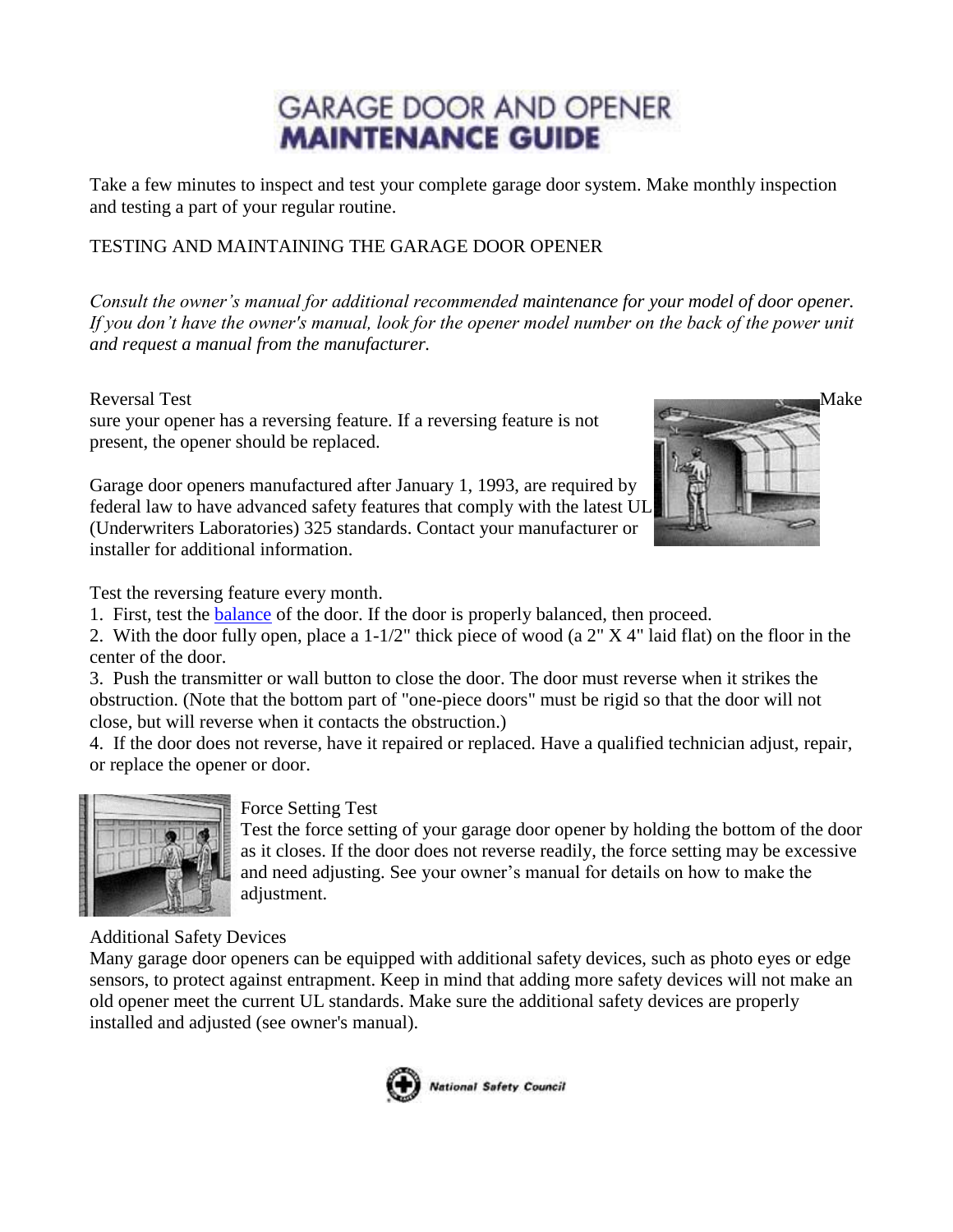# GARAGE DOOR AND OPENER MAINTENANCE GUIDE

Take a few minutes to inspect and test your complete garage door system. Make monthly inspection and testing a part of your regular routine.

## TESTING AND MAINTAINING THE GARAGE DOOR OPENER

*Consult the owner's manual for additional recommended maintenance for your model of door opener. If you don't have the owner's manual, look for the opener model number on the back of the power unit and request a manual from the manufacturer.*

### Reversal Test

Make sure your opener has a reversing feature. If a reversing feature is not present, the opener should be replaced.

Garage door openers manufactured after January 1, 1993, are required by federal law to have advanced safety features that comply with the latest UL (Underwriters Laboratories) 325 standards. Contact your manufacturer or installer for additional information.

Test the reversing feature every month.

1. First, test the balance of the door. If the door is properly balanced, then proceed.
2. With the door fully open, place a 1-1/2" thick piece of wood (a 2" X 4" laid flat) on the floor in the center of the door.
3. Push the transmitter or wall button to close the door. The door must reverse when it strikes the obstruction. (Note that the bottom part of "one-piece doors" must be rigid so that the door will not close, but will reverse when it contacts the obstruction.)
4. If the door does not reverse, have it repaired or replaced. Have a qualified technician adjust, repair, or replace the opener or door.

### Force Setting Test

Test the force setting of your garage door opener by holding the bottom of the door as it closes. If the door does not reverse readily, the force setting may be excessive and need adjusting. See your owner's manual for details on how to make the adjustment.

### Additional Safety Devices

Many garage door openers can be equipped with additional safety devices, such as photo eyes or edge sensors, to protect against entrapment. Keep in mind that adding more safety devices will not make an old opener meet the current UL standards. Make sure the additional safety devices are properly installed and adjusted (see owner's manual).

National Safety Council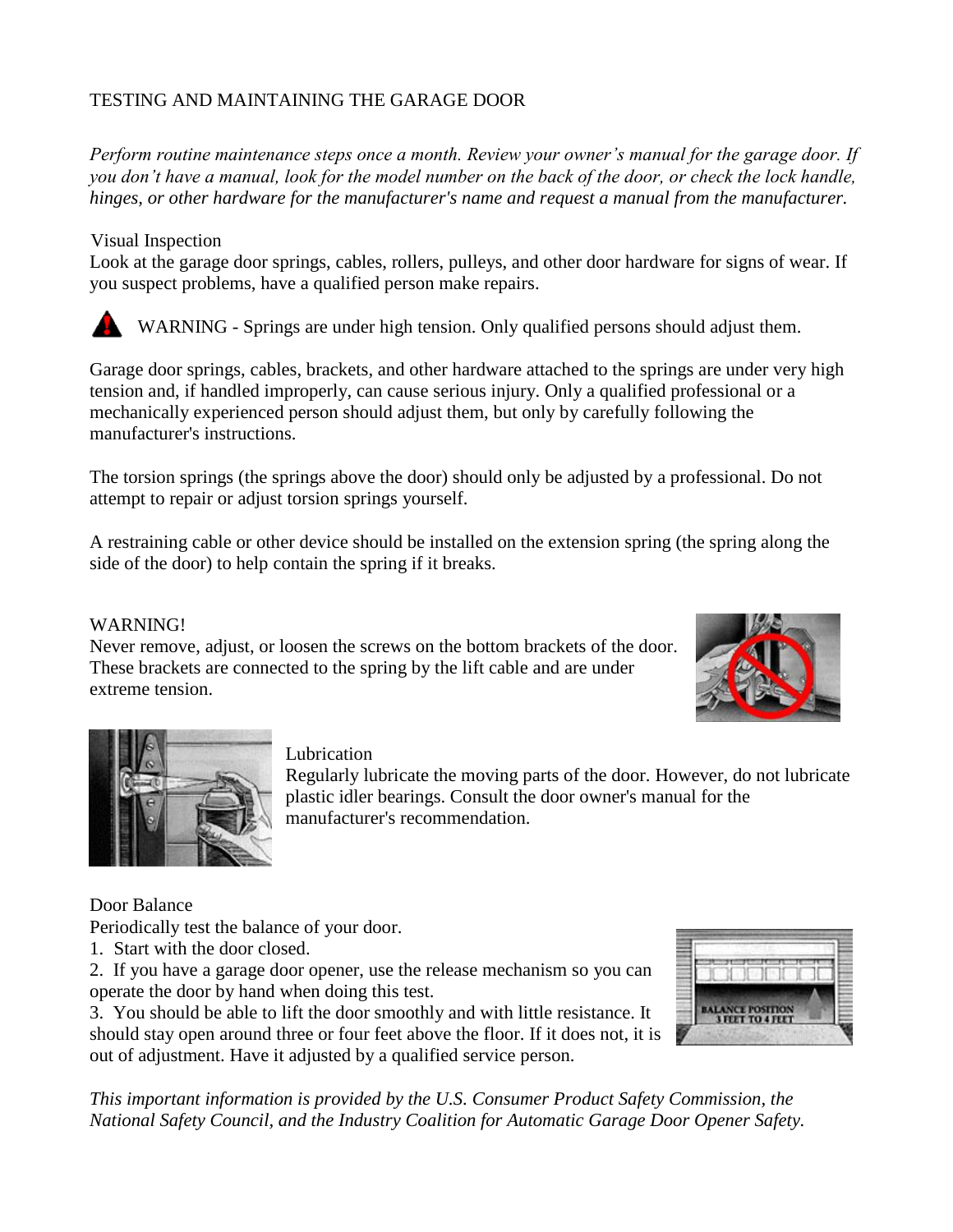TESTING AND MAINTAINING THE GARAGE DOOR

*Perform routine maintenance steps once a month. Review your owner's manual for the garage door. If you don't have a manual, look for the model number on the back of the door, or check the lock handle, hinges, or other hardware for the manufacturer's name and request a manual from the manufacturer.*

Visual Inspection

Look at the garage door springs, cables, rollers, pulleys, and other door hardware for signs of wear. If you suspect problems, have a qualified person make repairs.

WARNING - Springs are under high tension. Only qualified persons should adjust them.

Garage door springs, cables, brackets, and other hardware attached to the springs are under very high tension and, if handled improperly, can cause serious injury. Only a qualified professional or a mechanically experienced person should adjust them, but only by carefully following the manufacturer's instructions.

The torsion springs (the springs above the door) should only be adjusted by a professional. Do not attempt to repair or adjust torsion springs yourself.

A restraining cable or other device should be installed on the extension spring (the spring along the side of the door) to help contain the spring if it breaks.

WARNING!

Never remove, adjust, or loosen the screws on the bottom brackets of the door. These brackets are connected to the spring by the lift cable and are under extreme tension.

Lubrication

Regularly lubricate the moving parts of the door. However, do not lubricate plastic idler bearings. Consult the door owner's manual for the manufacturer's recommendation.

Door Balance

Periodically test the balance of your door.

1. Start with the door closed.
2. If you have a garage door opener, use the release mechanism so you can operate the door by hand when doing this test.
3. You should be able to lift the door smoothly and with little resistance. It should stay open around three or four feet above the floor. If it does not, it is out of adjustment. Have it adjusted by a qualified service person.

*This important information is provided by the U.S. Consumer Product Safety Commission, the National Safety Council, and the Industry Coalition for Automatic Garage Door Opener Safety.*